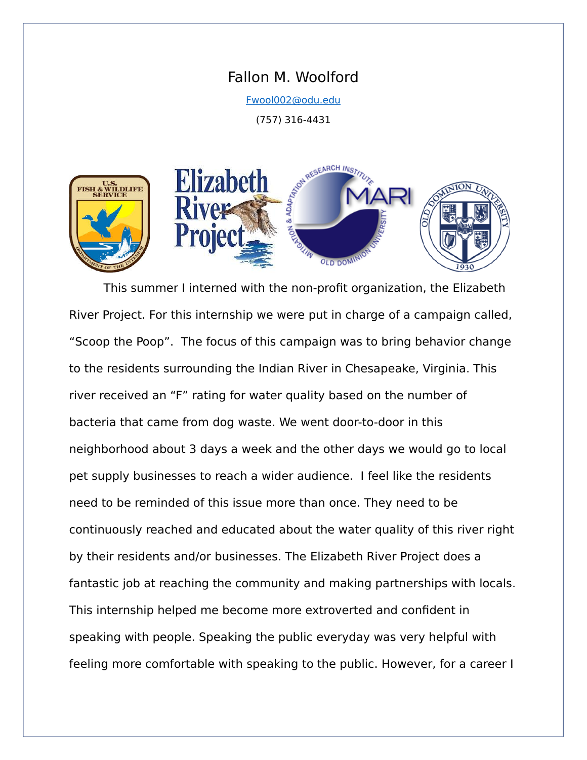# Fallon M. Woolford

Fwool002@odu.edu

(757) 316-4431

This summer I interned with the non-profit organization, the Elizabeth River Project. For this internship we were put in charge of a campaign called, "Scoop the Poop". The focus of this campaign was to bring behavior change to the residents surrounding the Indian River in Chesapeake, Virginia. This river received an "F" rating for water quality based on the number of bacteria that came from dog waste. We went door-to-door in this neighborhood about 3 days a week and the other days we would go to local pet supply businesses to reach a wider audience. I feel like the residents need to be reminded of this issue more than once. They need to be continuously reached and educated about the water quality of this river right by their residents and/or businesses. The Elizabeth River Project does a fantastic job at reaching the community and making partnerships with locals. This internship helped me become more extroverted and confident in speaking with people. Speaking the public everyday was very helpful with feeling more comfortable with speaking to the public. However, for a career I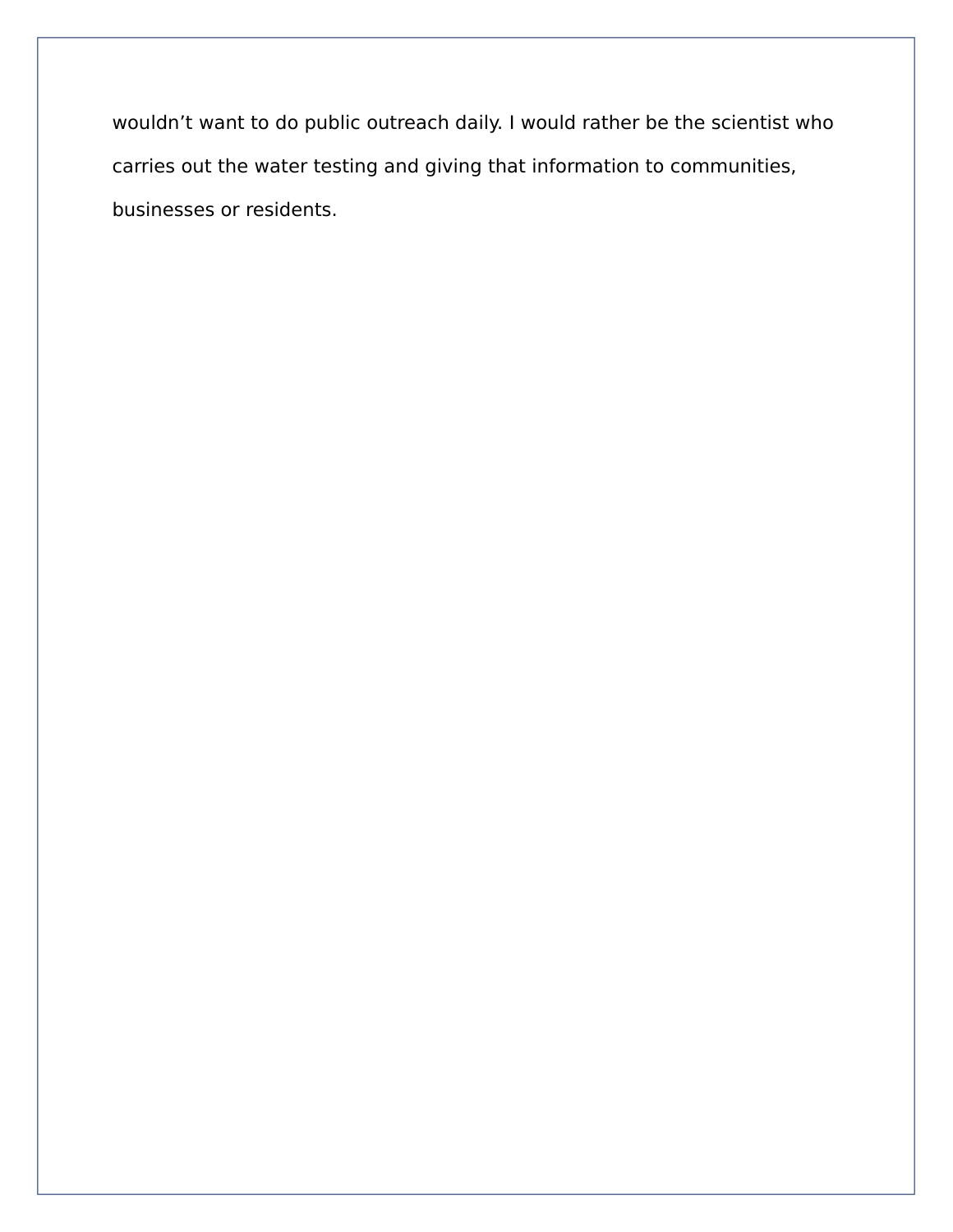wouldn't want to do public outreach daily. I would rather be the scientist who carries out the water testing and giving that information to communities, businesses or residents.